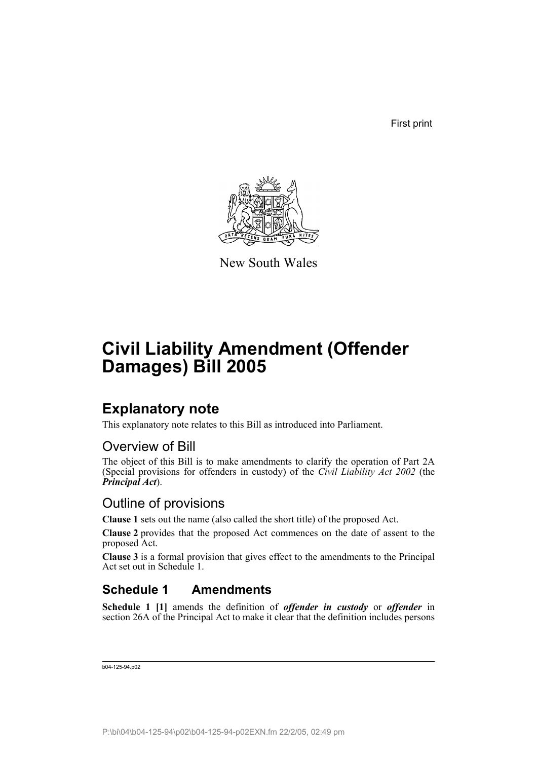First print

New South Wales

# Civil Liability Amendment (Offender Damages) Bill 2005

## Explanatory note

This explanatory note relates to this Bill as introduced into Parliament.

### Overview of Bill

The object of this Bill is to make amendments to clarify the operation of Part 2A (Special provisions for offenders in custody) of the *Civil Liability Act 2002* (the ***Principal Act***).

### Outline of provisions

**Clause 1** sets out the name (also called the short title) of the proposed Act.

**Clause 2** provides that the proposed Act commences on the date of assent to the proposed Act.

**Clause 3** is a formal provision that gives effect to the amendments to the Principal Act set out in Schedule 1.

## Schedule 1 Amendments

**Schedule 1 [1]** amends the definition of ***offender in custody*** or ***offender*** in section 26A of the Principal Act to make it clear that the definition includes persons

b04-125-94.p02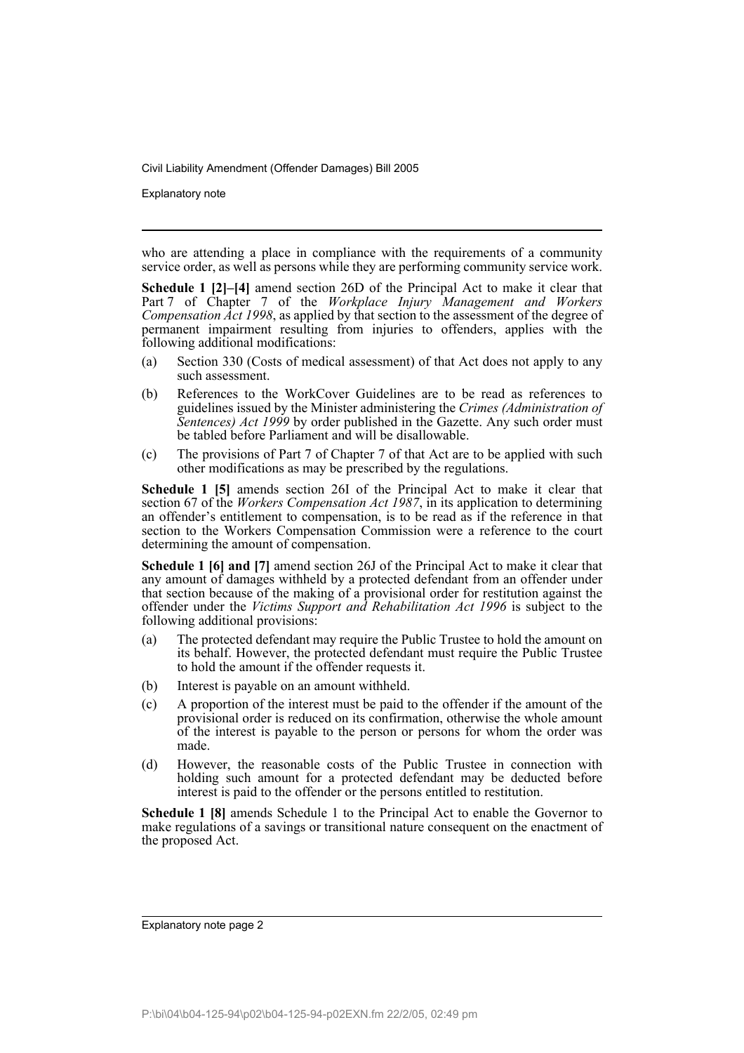who are attending a place in compliance with the requirements of a community service order, as well as persons while they are performing community service work.

**Schedule 1 [2]–[4]** amend section 26D of the Principal Act to make it clear that Part 7 of Chapter 7 of the *Workplace Injury Management and Workers Compensation Act 1998*, as applied by that section to the assessment of the degree of permanent impairment resulting from injuries to offenders, applies with the following additional modifications:

(a) Section 330 (Costs of medical assessment) of that Act does not apply to any such assessment.

(b) References to the WorkCover Guidelines are to be read as references to guidelines issued by the Minister administering the *Crimes (Administration of Sentences) Act 1999* by order published in the Gazette. Any such order must be tabled before Parliament and will be disallowable.

(c) The provisions of Part 7 of Chapter 7 of that Act are to be applied with such other modifications as may be prescribed by the regulations.

**Schedule 1 [5]** amends section 26I of the Principal Act to make it clear that section 67 of the *Workers Compensation Act 1987*, in its application to determining an offender's entitlement to compensation, is to be read as if the reference in that section to the Workers Compensation Commission were a reference to the court determining the amount of compensation.

**Schedule 1 [6] and [7]** amend section 26J of the Principal Act to make it clear that any amount of damages withheld by a protected defendant from an offender under that section because of the making of a provisional order for restitution against the offender under the *Victims Support and Rehabilitation Act 1996* is subject to the following additional provisions:

(a) The protected defendant may require the Public Trustee to hold the amount on its behalf. However, the protected defendant must require the Public Trustee to hold the amount if the offender requests it.

(b) Interest is payable on an amount withheld.

(c) A proportion of the interest must be paid to the offender if the amount of the provisional order is reduced on its confirmation, otherwise the whole amount of the interest is payable to the person or persons for whom the order was made.

(d) However, the reasonable costs of the Public Trustee in connection with holding such amount for a protected defendant may be deducted before interest is paid to the offender or the persons entitled to restitution.

**Schedule 1 [8]** amends Schedule 1 to the Principal Act to enable the Governor to make regulations of a savings or transitional nature consequent on the enactment of the proposed Act.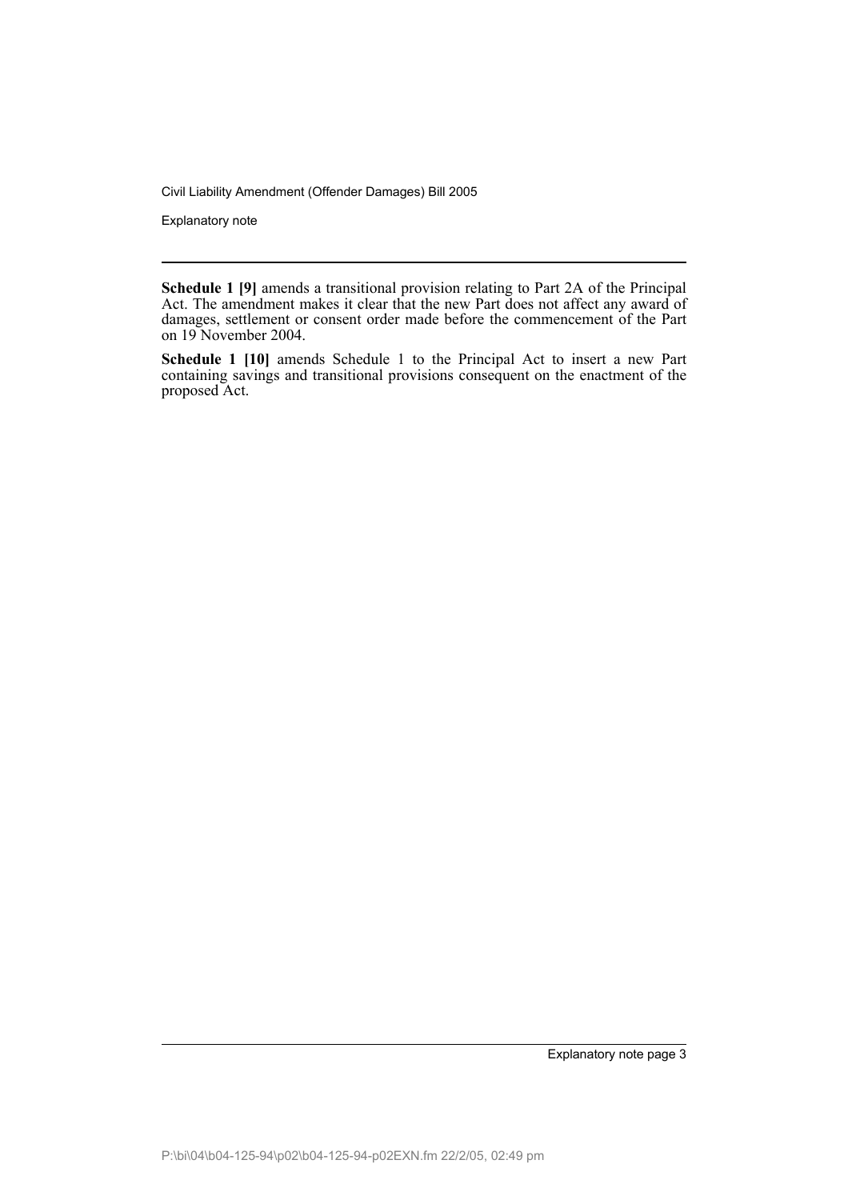**Schedule 1 [9]** amends a transitional provision relating to Part 2A of the Principal Act. The amendment makes it clear that the new Part does not affect any award of damages, settlement or consent order made before the commencement of the Part on 19 November 2004.

**Schedule 1 [10]** amends Schedule 1 to the Principal Act to insert a new Part containing savings and transitional provisions consequent on the enactment of the proposed Act.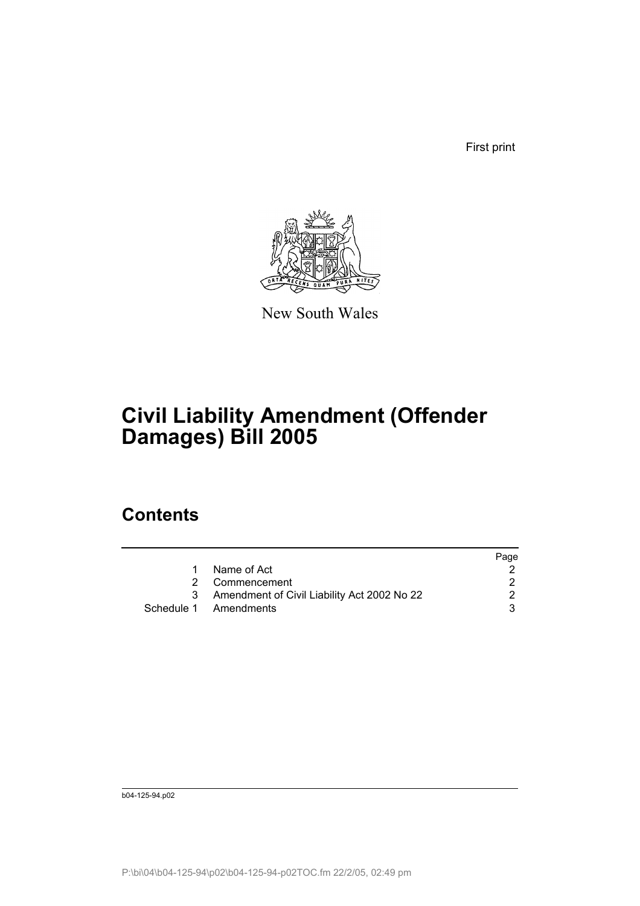First print

New South Wales

# Civil Liability Amendment (Offender Damages) Bill 2005

## Contents

| | | Page |
|---|---|---|
| 1 | Name of Act | 2 |
| 2 | Commencement | 2 |
| 3 | Amendment of Civil Liability Act 2002 No 22 | 2 |
| Schedule 1 | Amendments | 3 |

b04-125-94.p02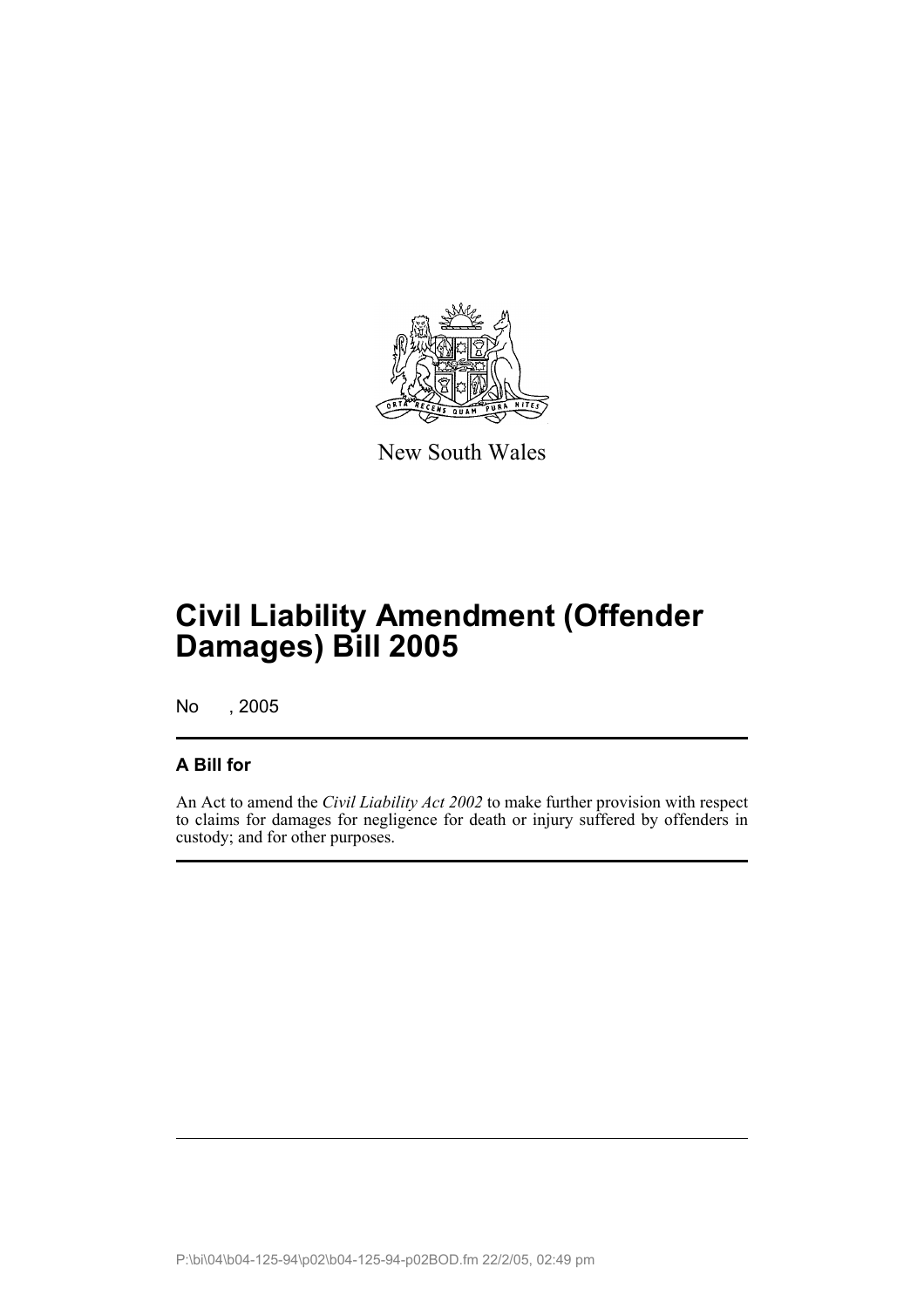New South Wales

# Civil Liability Amendment (Offender Damages) Bill 2005

No , 2005

## A Bill for

An Act to amend the *Civil Liability Act 2002* to make further provision with respect to claims for damages for negligence for death or injury suffered by offenders in custody; and for other purposes.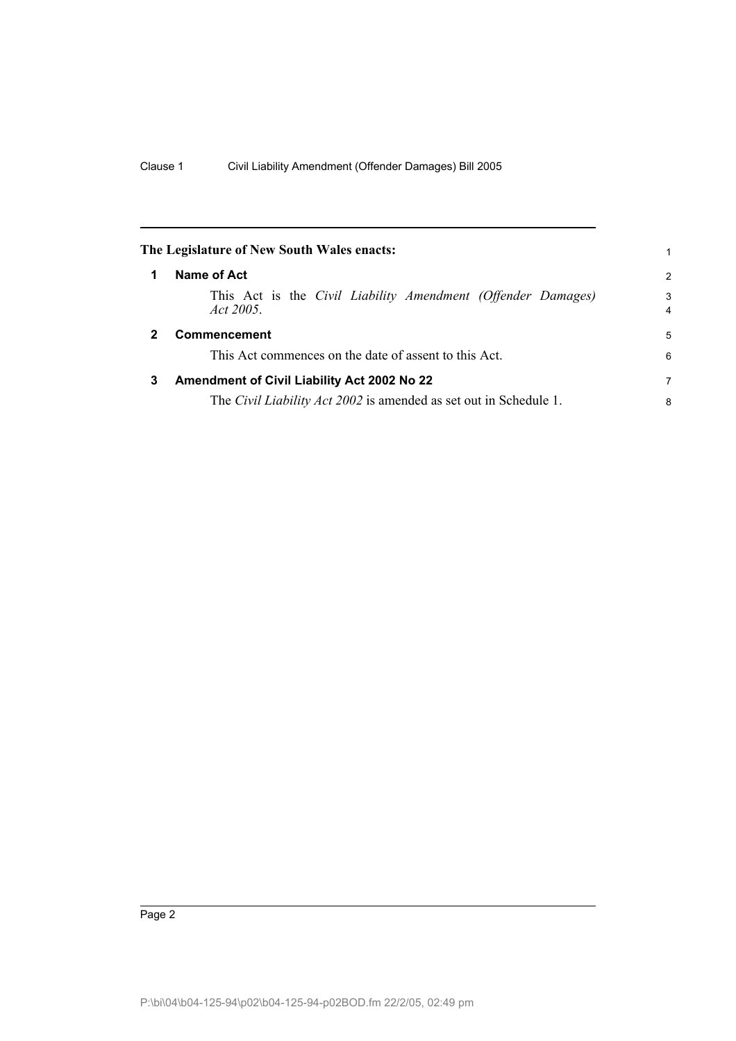**The Legislature of New South Wales enacts:**

## 1 Name of Act

This Act is the *Civil Liability Amendment (Offender Damages) Act 2005*.

## 2 Commencement

This Act commences on the date of assent to this Act.

## 3 Amendment of Civil Liability Act 2002 No 22

The *Civil Liability Act 2002* is amended as set out in Schedule 1.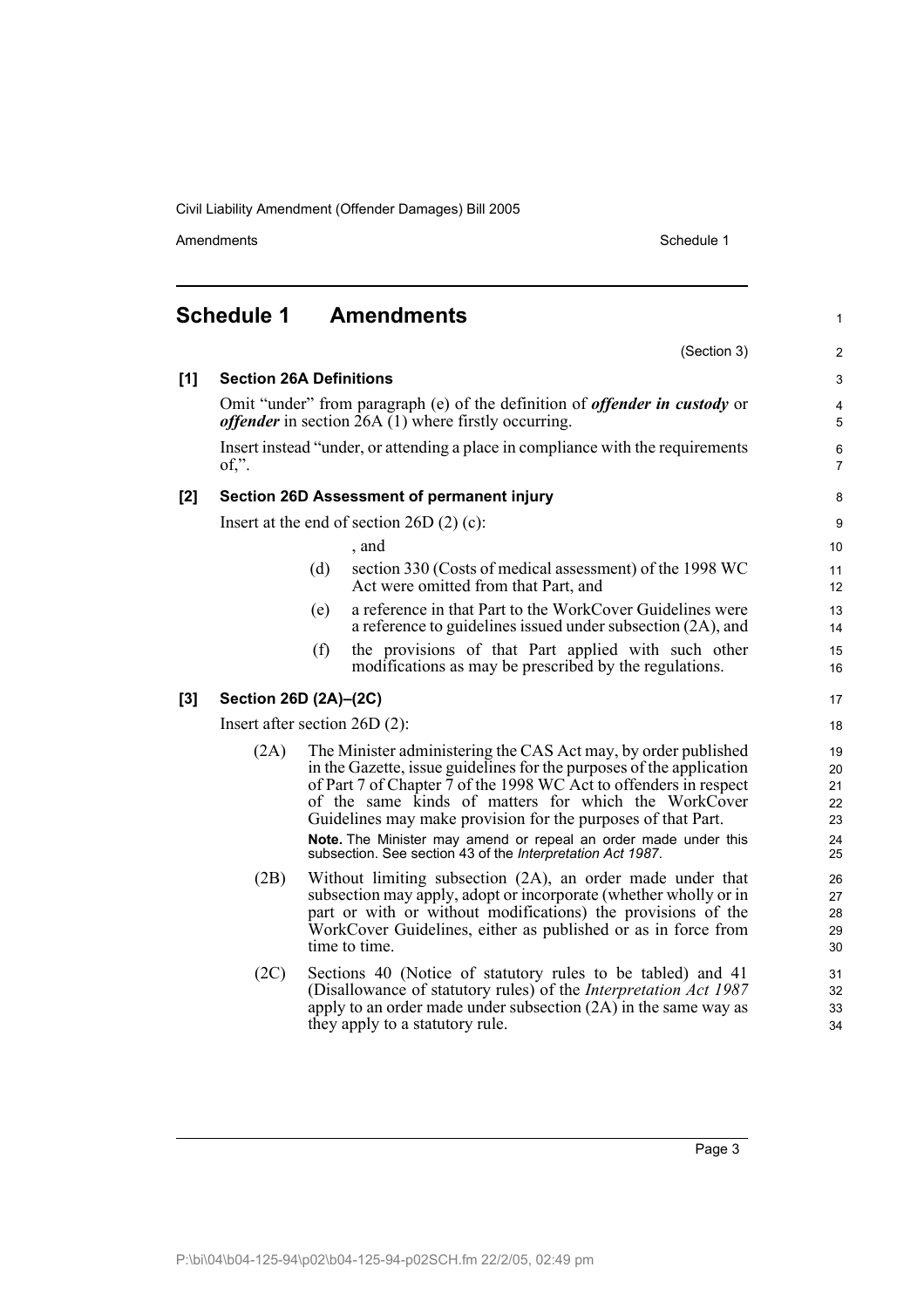## Schedule 1 Amendments

(Section 3)

**[1] Section 26A Definitions**

Omit "under" from paragraph (e) of the definition of ***offender in custody*** or ***offender*** in section 26A (1) where firstly occurring.

Insert instead "under, or attending a place in compliance with the requirements of,".

**[2] Section 26D Assessment of permanent injury**

Insert at the end of section 26D (2) (c):

, and

(d) section 330 (Costs of medical assessment) of the 1998 WC Act were omitted from that Part, and

(e) a reference in that Part to the WorkCover Guidelines were a reference to guidelines issued under subsection (2A), and

(f) the provisions of that Part applied with such other modifications as may be prescribed by the regulations.

**[3] Section 26D (2A)–(2C)**

Insert after section 26D (2):

(2A) The Minister administering the CAS Act may, by order published in the Gazette, issue guidelines for the purposes of the application of Part 7 of Chapter 7 of the 1998 WC Act to offenders in respect of the same kinds of matters for which the WorkCover Guidelines may make provision for the purposes of that Part.

**Note.** The Minister may amend or repeal an order made under this subsection. See section 43 of the *Interpretation Act 1987*.

(2B) Without limiting subsection (2A), an order made under that subsection may apply, adopt or incorporate (whether wholly or in part or with or without modifications) the provisions of the WorkCover Guidelines, either as published or as in force from time to time.

(2C) Sections 40 (Notice of statutory rules to be tabled) and 41 (Disallowance of statutory rules) of the *Interpretation Act 1987* apply to an order made under subsection (2A) in the same way as they apply to a statutory rule.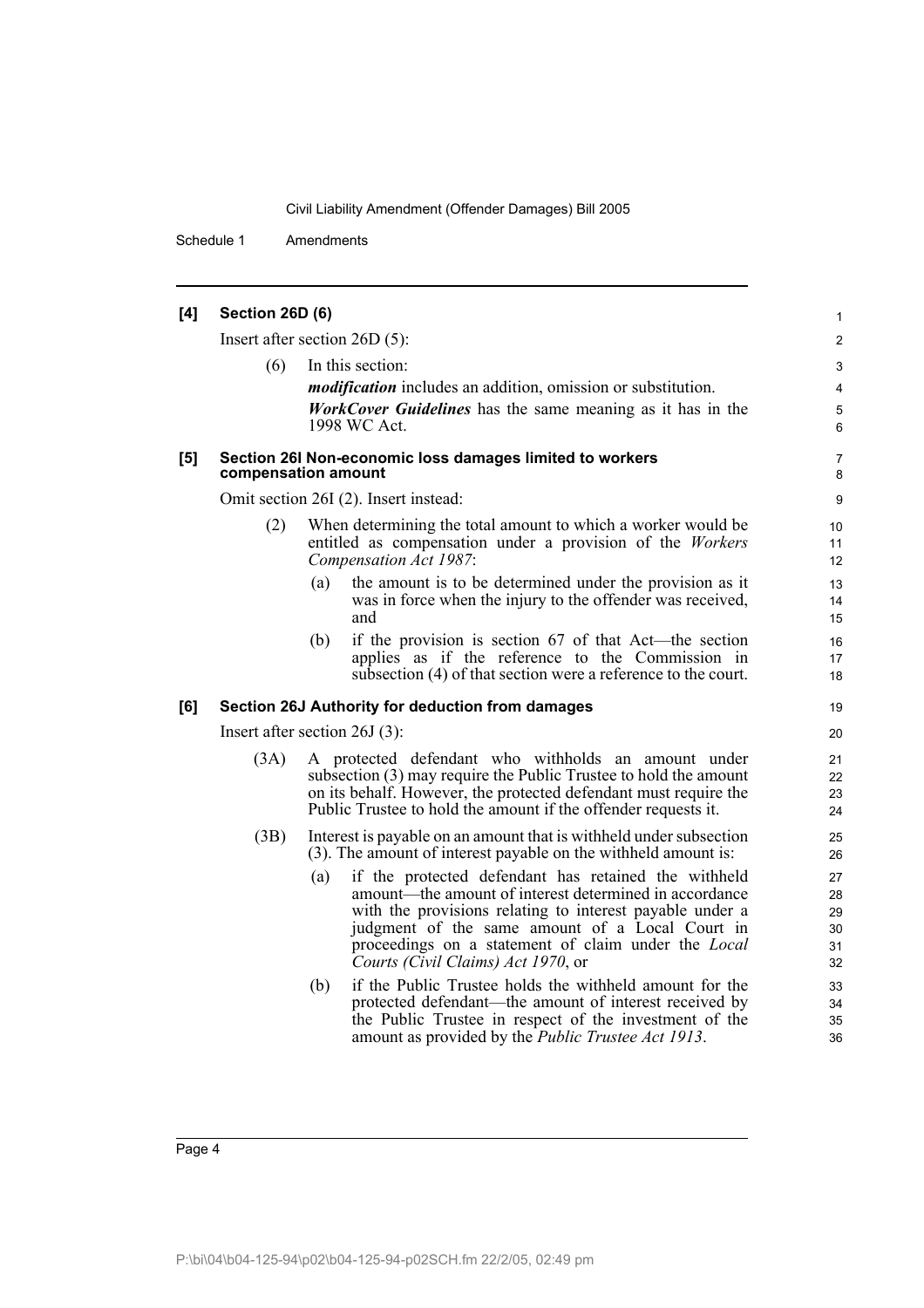### [4] Section 26D (6)

Insert after section 26D (5):

(6) In this section:

***modification*** includes an addition, omission or substitution.

***WorkCover Guidelines*** has the same meaning as it has in the 1998 WC Act.

### [5] Section 26I Non-economic loss damages limited to workers compensation amount

Omit section 26I (2). Insert instead:

(2) When determining the total amount to which a worker would be entitled as compensation under a provision of the *Workers Compensation Act 1987*:

(a) the amount is to be determined under the provision as it was in force when the injury to the offender was received, and

(b) if the provision is section 67 of that Act—the section applies as if the reference to the Commission in subsection (4) of that section were a reference to the court.

### [6] Section 26J Authority for deduction from damages

Insert after section 26J (3):

(3A) A protected defendant who withholds an amount under subsection (3) may require the Public Trustee to hold the amount on its behalf. However, the protected defendant must require the Public Trustee to hold the amount if the offender requests it.

(3B) Interest is payable on an amount that is withheld under subsection (3). The amount of interest payable on the withheld amount is:

(a) if the protected defendant has retained the withheld amount—the amount of interest determined in accordance with the provisions relating to interest payable under a judgment of the same amount of a Local Court in proceedings on a statement of claim under the *Local Courts (Civil Claims) Act 1970*, or

(b) if the Public Trustee holds the withheld amount for the protected defendant—the amount of interest received by the Public Trustee in respect of the investment of the amount as provided by the *Public Trustee Act 1913*.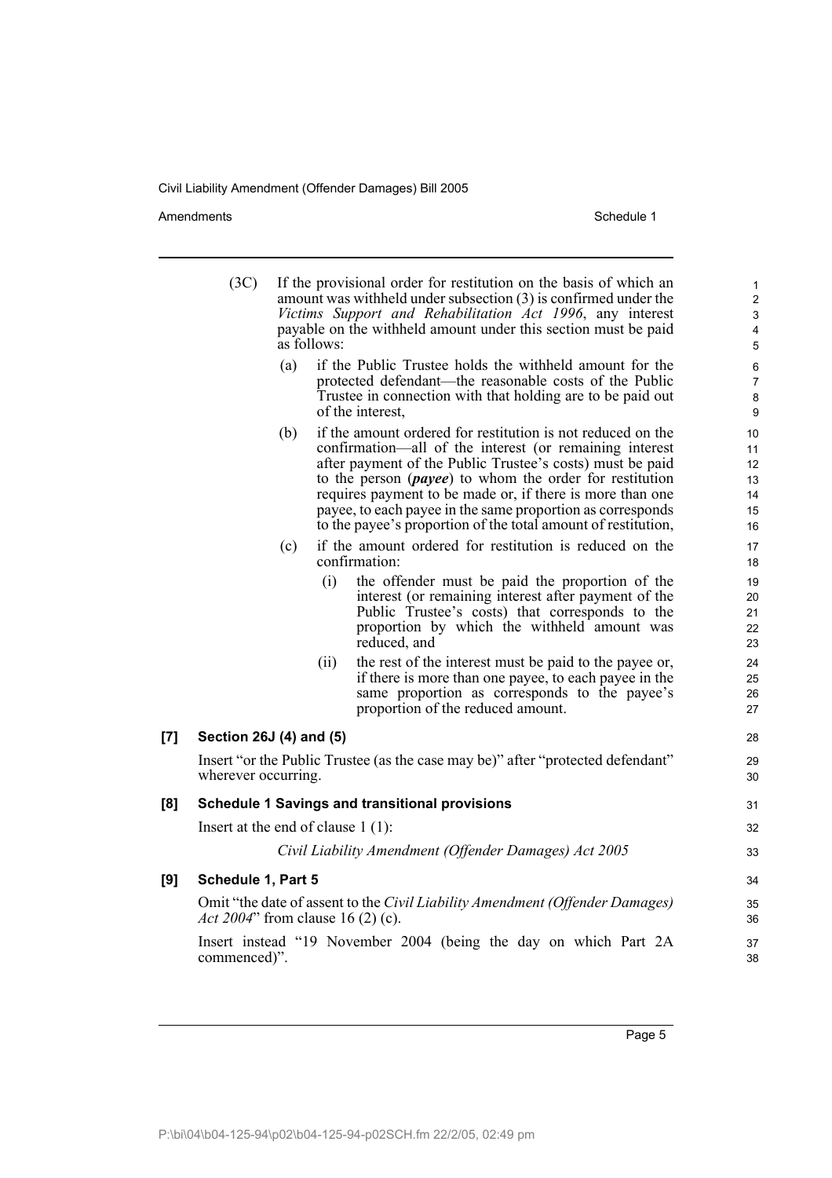(3C) If the provisional order for restitution on the basis of which an amount was withheld under subsection (3) is confirmed under the *Victims Support and Rehabilitation Act 1996*, any interest payable on the withheld amount under this section must be paid as follows:

(a) if the Public Trustee holds the withheld amount for the protected defendant—the reasonable costs of the Public Trustee in connection with that holding are to be paid out of the interest,

(b) if the amount ordered for restitution is not reduced on the confirmation—all of the interest (or remaining interest after payment of the Public Trustee's costs) must be paid to the person (***payee***) to whom the order for restitution requires payment to be made or, if there is more than one payee, to each payee in the same proportion as corresponds to the payee's proportion of the total amount of restitution,

(c) if the amount ordered for restitution is reduced on the confirmation:

(i) the offender must be paid the proportion of the interest (or remaining interest after payment of the Public Trustee's costs) that corresponds to the proportion by which the withheld amount was reduced, and

(ii) the rest of the interest must be paid to the payee or, if there is more than one payee, to each payee in the same proportion as corresponds to the payee's proportion of the reduced amount.

**[7] Section 26J (4) and (5)**

Insert "or the Public Trustee (as the case may be)" after "protected defendant" wherever occurring.

**[8] Schedule 1 Savings and transitional provisions**

Insert at the end of clause 1 (1):

*Civil Liability Amendment (Offender Damages) Act 2005*

**[9] Schedule 1, Part 5**

Omit "the date of assent to the *Civil Liability Amendment (Offender Damages) Act 2004*" from clause 16 (2) (c).

Insert instead "19 November 2004 (being the day on which Part 2A commenced)".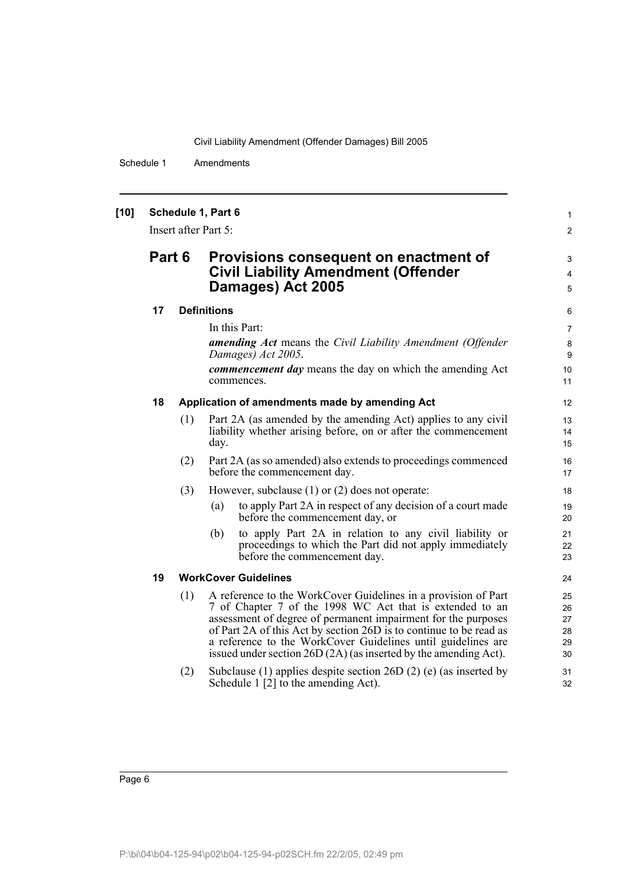**[10] Schedule 1, Part 6**

Insert after Part 5:

## Part 6 Provisions consequent on enactment of Civil Liability Amendment (Offender Damages) Act 2005

### 17 Definitions

In this Part:

***amending Act*** means the *Civil Liability Amendment (Offender Damages) Act 2005*.

***commencement day*** means the day on which the amending Act commences.

### 18 Application of amendments made by amending Act

(1) Part 2A (as amended by the amending Act) applies to any civil liability whether arising before, on or after the commencement day.

(2) Part 2A (as so amended) also extends to proceedings commenced before the commencement day.

(3) However, subclause (1) or (2) does not operate:

- (a) to apply Part 2A in respect of any decision of a court made before the commencement day, or
- (b) to apply Part 2A in relation to any civil liability or proceedings to which the Part did not apply immediately before the commencement day.

### 19 WorkCover Guidelines

(1) A reference to the WorkCover Guidelines in a provision of Part 7 of Chapter 7 of the 1998 WC Act that is extended to an assessment of degree of permanent impairment for the purposes of Part 2A of this Act by section 26D is to continue to be read as a reference to the WorkCover Guidelines until guidelines are issued under section 26D (2A) (as inserted by the amending Act).

(2) Subclause (1) applies despite section 26D (2) (e) (as inserted by Schedule 1 [2] to the amending Act).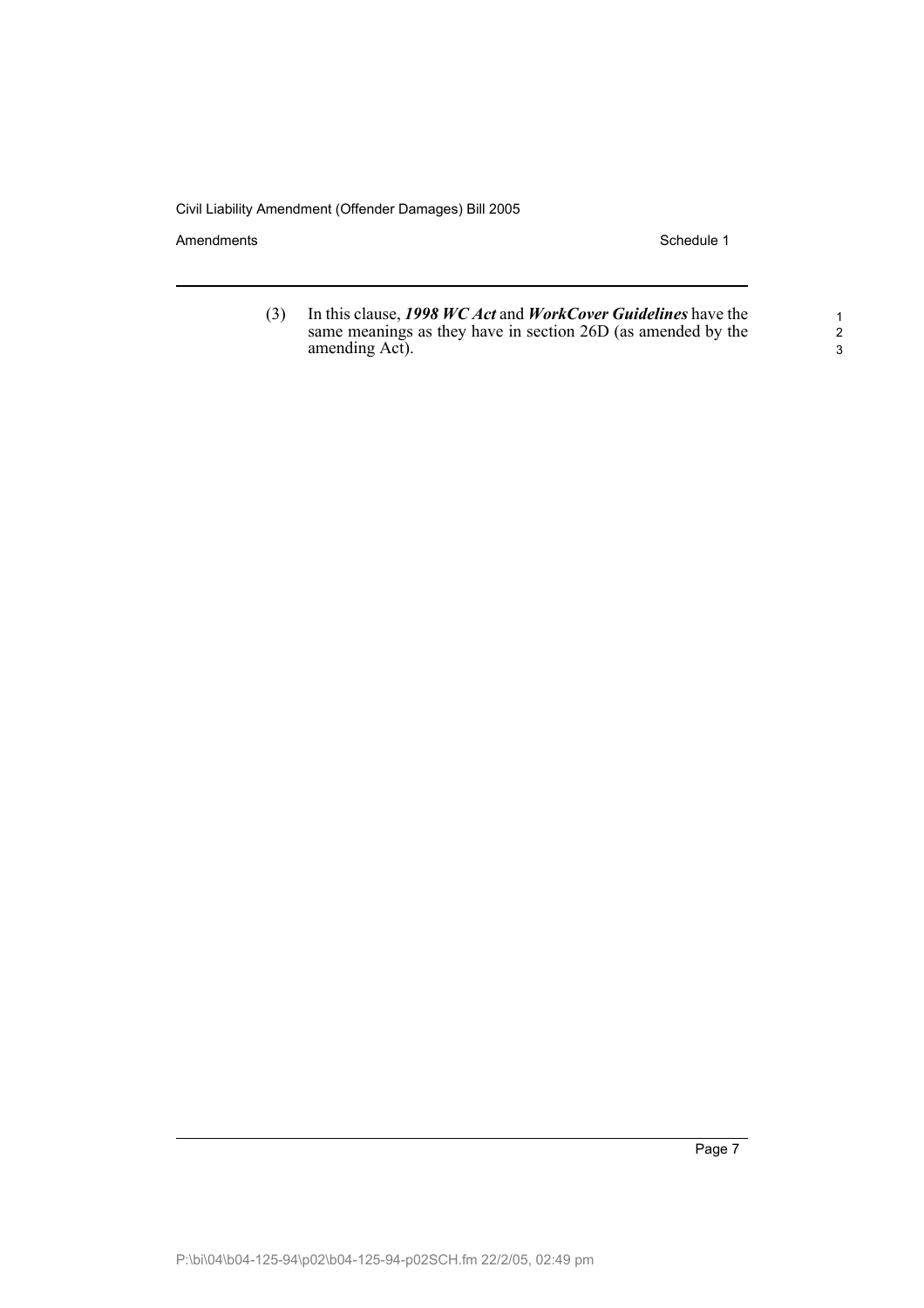(3) In this clause, ***1998 WC Act*** and ***WorkCover Guidelines*** have the same meanings as they have in section 26D (as amended by the amending Act).